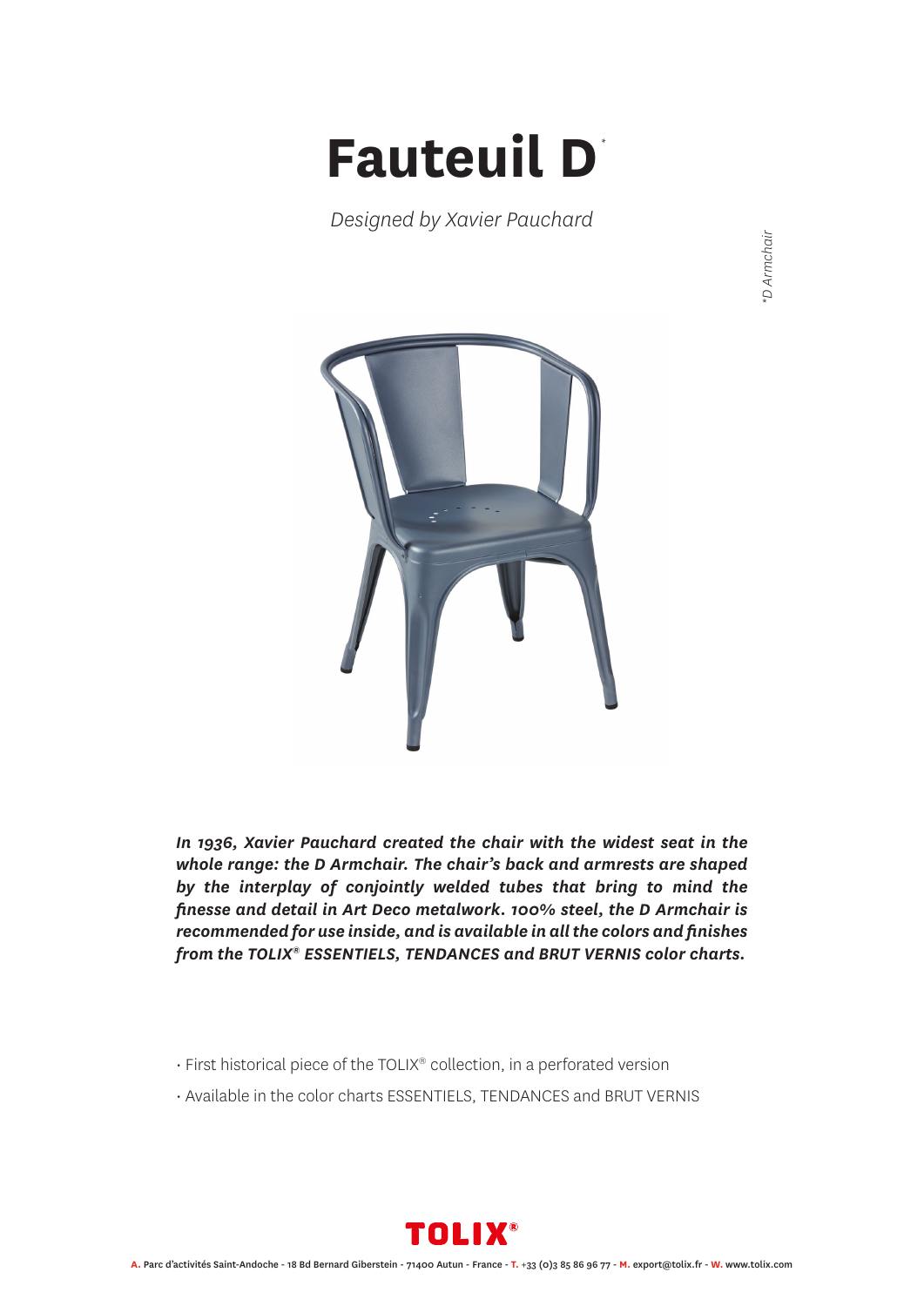# Fauteuil D*

*Designed by Xavier Pauchard*

*D Armchair

***In 1936, Xavier Pauchard created the chair with the widest seat in the whole range: the D Armchair. The chair's back and armrests are shaped by the interplay of conjointly welded tubes that bring to mind the finesse and detail in Art Deco metalwork. 100% steel, the D Armchair is recommended for use inside, and is available in all the colors and finishes from the TOLIX® ESSENTIELS, TENDANCES and BRUT VERNIS color charts.***

- First historical piece of the TOLIX® collection, in a perforated version
- Available in the color charts ESSENTIELS, TENDANCES and BRUT VERNIS

TOLIX®

**A.** Parc d'activités Saint-Andoche - 18 Bd Bernard Giberstein - 71400 Autun - France - **T.** +33 (0)3 85 86 96 77 - **M.** export@tolix.fr - **W.** www.tolix.com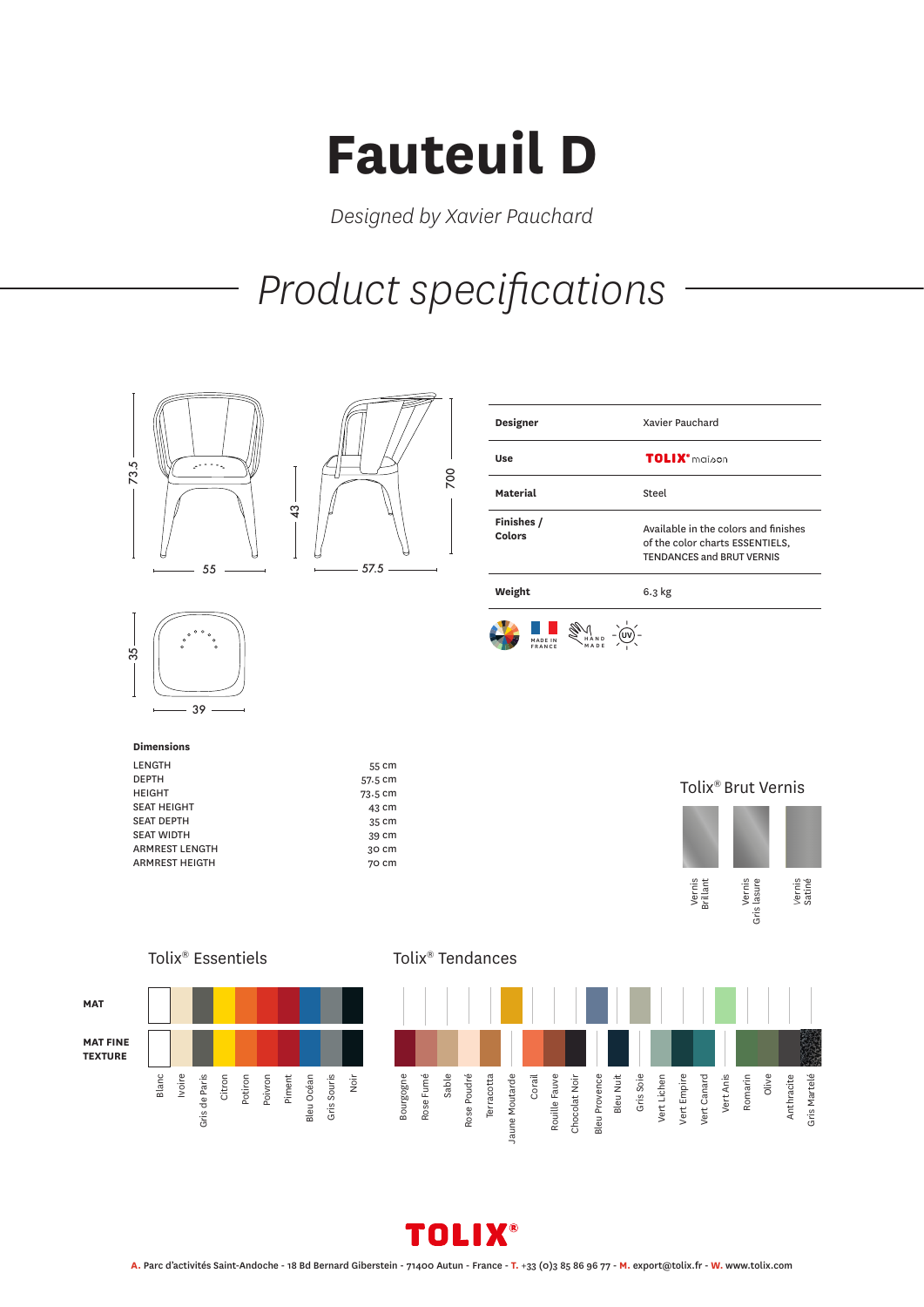# Fauteuil D

*Designed by Xavier Pauchard*

## *Product specifications*

73.5

55

43

700

57.5

35

39

| | |
|---|---|
| **Designer** | Xavier Pauchard |
| **Use** | TOLIX® maison |
| **Material** | Steel |
| **Finishes / Colors** | Available in the colors and finishes of the color charts ESSENTIELS, TENDANCES and BRUT VERNIS |
| **Weight** | 6.3 kg |

MADE IN FRANCE

HAND MADE

UV

**Dimensions**

| | |
|---|---|
| LENGTH | 55 cm |
| DEPTH | 57.5 cm |
| HEIGHT | 73.5 cm |
| SEAT HEIGHT | 43 cm |
| SEAT DEPTH | 35 cm |
| SEAT WIDTH | 39 cm |
| ARMREST LENGTH | 30 cm |
| ARMREST HEIGTH | 70 cm |

Tolix® Brut Vernis

Vernis Brillant

Vernis Gris lasure

Vernis Satiné

Tolix® Essentiels

Tolix® Tendances

MAT

MAT FINE TEXTURE

Blanc, Ivoire, Gris de Paris, Citron, Potiron, Poivron, Piment, Bleu Océan, Gris Souris, Noir

Bourgogne, Rose Fumé, Sable, Rose Poudré, Terracotta, Jaune Moutarde, Corail, Rouille Fauve, Chocolat Noir, Bleu Provence, Bleu Nuit, Gris Soie, Vert Lichen, Vert Empire, Vert Canard, Vert Anis, Romarin, Olive, Anthracite, Gris Martelé

TOLIX®

**A.** Parc d'activités Saint-Andoche - 18 Bd Bernard Giberstein - 71400 Autun - France - **T.** +33 (0)3 85 86 96 77 - **M.** export@tolix.fr - **W.** www.tolix.com